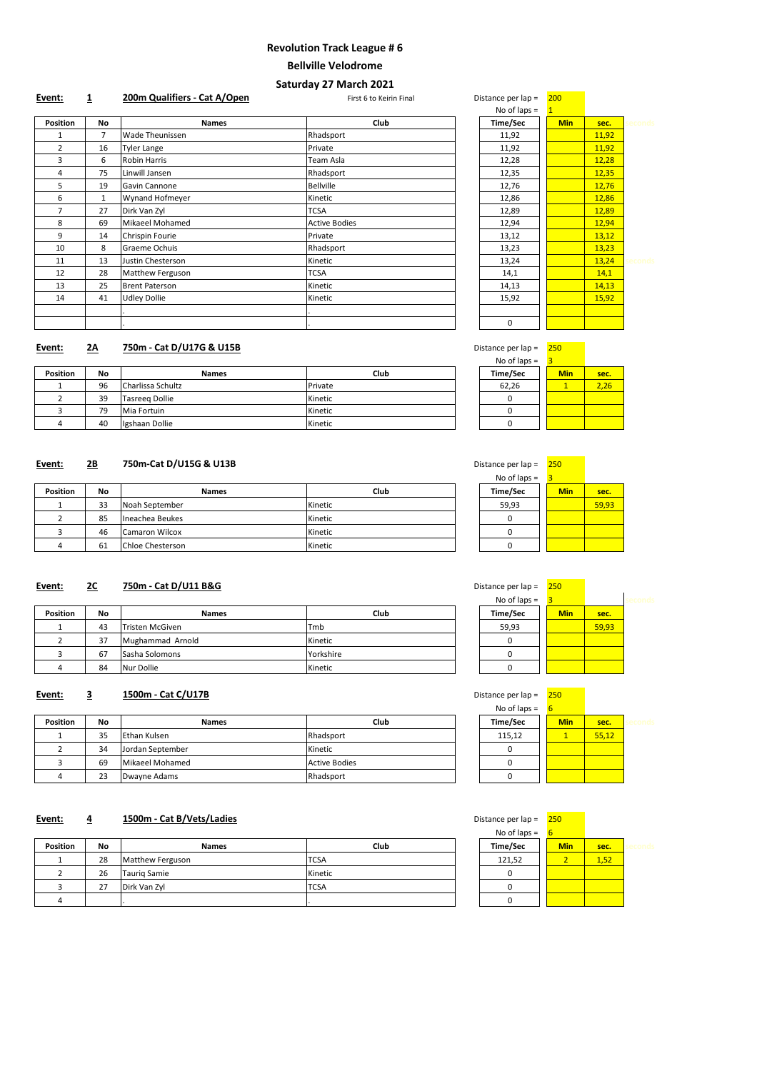# Revolution Track League # 6

## Bellville Velodrome

### Saturday 27 March 2021

**Event:** **1** **200m Qualifiers - Cat A/Open** — First 6 to Keirin Final

Distance per lap = 200
No of laps = 1

| Position | No | Names | Club | Time/Sec | Min | sec. |
|---|---|---|---|---|---|---|
| 1 | 7 | Wade Theunissen | Rhadsport | 11,92 | | 11,92 |
| 2 | 16 | Tyler Lange | Private | 11,92 | | 11,92 |
| 3 | 6 | Robin Harris | Team Asla | 12,28 | | 12,28 |
| 4 | 75 | Linwill Jansen | Rhadsport | 12,35 | | 12,35 |
| 5 | 19 | Gavin Cannone | Bellville | 12,76 | | 12,76 |
| 6 | 1 | Wynand Hofmeyer | Kinetic | 12,86 | | 12,86 |
| 7 | 27 | Dirk Van Zyl | TCSA | 12,89 | | 12,89 |
| 8 | 69 | Mikaeel Mohamed | Active Bodies | 12,94 | | 12,94 |
| 9 | 14 | Chrispin Fourie | Private | 13,12 | | 13,12 |
| 10 | 8 | Graeme Ochuis | Rhadsport | 13,23 | | 13,23 |
| 11 | 13 | Justin Chesterson | Kinetic | 13,24 | | 13,24 |
| 12 | 28 | Matthew Ferguson | TCSA | 14,1 | | 14,1 |
| 13 | 25 | Brent Paterson | Kinetic | 14,13 | | 14,13 |
| 14 | 41 | Udley Dollie | Kinetic | 15,92 | | 15,92 |
| | | . | . | | | |
| | | . | . | 0 | | |

**Event:** **2A** **750m - Cat D/U17G & U15B**

Distance per lap = 250
No of laps = 3

| Position | No | Names | Club | Time/Sec | Min | sec. |
|---|---|---|---|---|---|---|
| 1 | 96 | Charlissa Schultz | Private | 62,26 | 1 | 2,26 |
| 2 | 39 | Tasreeq Dollie | Kinetic | 0 | | |
| 3 | 79 | Mia Fortuin | Kinetic | 0 | | |
| 4 | 40 | Igshaan Dollie | Kinetic | 0 | | |

**Event:** **2B** **750m-Cat D/U15G & U13B**

Distance per lap = 250
No of laps = 3

| Position | No | Names | Club | Time/Sec | Min | sec. |
|---|---|---|---|---|---|---|
| 1 | 33 | Noah September | Kinetic | 59,93 | | 59,93 |
| 2 | 85 | Ineachea Beukes | Kinetic | 0 | | |
| 3 | 46 | Camaron Wilcox | Kinetic | 0 | | |
| 4 | 61 | Chloe Chesterson | Kinetic | 0 | | |

**Event:** **2C** **750m - Cat D/U11 B&G**

Distance per lap = 250
No of laps = 3

| Position | No | Names | Club | Time/Sec | Min | sec. |
|---|---|---|---|---|---|---|
| 1 | 43 | Tristen McGiven | Tmb | 59,93 | | 59,93 |
| 2 | 37 | Mughammad Arnold | Kinetic | 0 | | |
| 3 | 67 | Sasha Solomons | Yorkshire | 0 | | |
| 4 | 84 | Nur Dollie | Kinetic | 0 | | |

**Event:** **3** **1500m - Cat C/U17B**

Distance per lap = 250
No of laps = 6

| Position | No | Names | Club | Time/Sec | Min | sec. |
|---|---|---|---|---|---|---|
| 1 | 35 | Ethan Kulsen | Rhadsport | 115,12 | 1 | 55,12 |
| 2 | 34 | Jordan September | Kinetic | 0 | | |
| 3 | 69 | Mikaeel Mohamed | Active Bodies | 0 | | |
| 4 | 23 | Dwayne Adams | Rhadsport | 0 | | |

**Event:** **4** **1500m - Cat B/Vets/Ladies**

Distance per lap = 250
No of laps = 6

| Position | No | Names | Club | Time/Sec | Min | sec. |
|---|---|---|---|---|---|---|
| 1 | 28 | Matthew Ferguson | TCSA | 121,52 | 2 | 1,52 |
| 2 | 26 | Tauriq Samie | Kinetic | 0 | | |
| 3 | 27 | Dirk Van Zyl | TCSA | 0 | | |
| 4 | | . | . | 0 | | |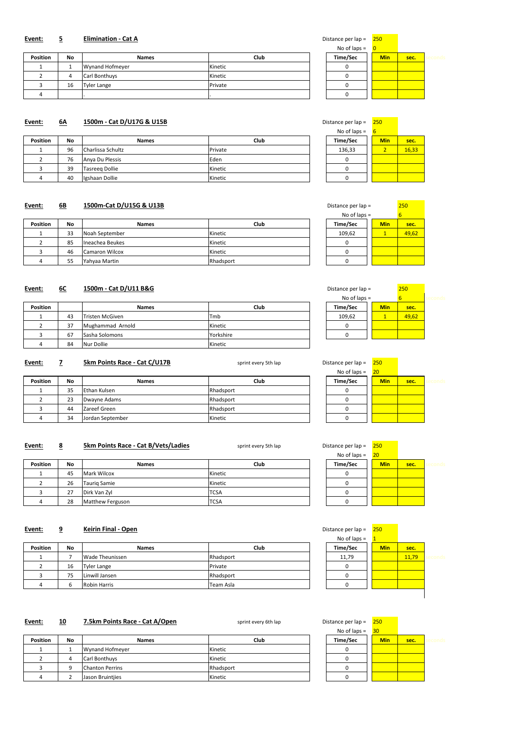**Event:** **5** **Elimination - Cat A**

Distance per lap = 250
No of laps = 0

| Position | No | Names | Club | Time/Sec | Min | sec. |
|---|---|---|---|---|---|---|
| 1 | 1 | Wynand Hofmeyer | Kinetic | 0 | | |
| 2 | 4 | Carl Bonthuys | Kinetic | 0 | | |
| 3 | 16 | Tyler Lange | Private | 0 | | |
| 4 | | . | . | 0 | | |

**Event:** **6A** **1500m - Cat D/U17G & U15B**

Distance per lap = 250
No of laps = 6

| Position | No | Names | Club | Time/Sec | Min | sec. |
|---|---|---|---|---|---|---|
| 1 | 96 | Charlissa Schultz | Private | 136,33 | 2 | 16,33 |
| 2 | 76 | Anya Du Plessis | Eden | 0 | | |
| 3 | 39 | Tasreeq Dollie | Kinetic | 0 | | |
| 4 | 40 | Igshaan Dollie | Kinetic | 0 | | |

**Event:** **6B** **1500m-Cat D/U15G & U13B**

Distance per lap = 250
No of laps = 6

| Position | No | Names | Club | Time/Sec | Min | sec. |
|---|---|---|---|---|---|---|
| 1 | 33 | Noah September | Kinetic | 109,62 | 1 | 49,62 |
| 2 | 85 | Ineachea Beukes | Kinetic | 0 | | |
| 3 | 46 | Camaron Wilcox | Kinetic | 0 | | |
| 4 | 55 | Yahyaa Martin | Rhadsport | 0 | | |

**Event:** **6C** **1500m - Cat D/U11 B&G**

Distance per lap = 250
No of laps = 6

| Position | | Names | Club | Time/Sec | Min | sec. |
|---|---|---|---|---|---|---|
| 1 | 43 | Tristen McGiven | Tmb | 109,62 | 1 | 49,62 |
| 2 | 37 | Mughammad Arnold | Kinetic | 0 | | |
| 3 | 67 | Sasha Solomons | Yorkshire | 0 | | |
| 4 | 84 | Nur Dollie | Kinetic | | | |

**Event:** **7** **5km Points Race - Cat C/U17B** sprint every 5th lap

Distance per lap = 250
No of laps = 20

| Position | No | Names | Club | Time/Sec | Min | sec. |
|---|---|---|---|---|---|---|
| 1 | 35 | Ethan Kulsen | Rhadsport | 0 | | |
| 2 | 23 | Dwayne Adams | Rhadsport | 0 | | |
| 3 | 44 | Zareef Green | Rhadsport | 0 | | |
| 4 | 34 | Jordan September | Kinetic | 0 | | |

**Event:** **8** **5km Points Race - Cat B/Vets/Ladies** sprint every 5th lap

Distance per lap = 250
No of laps = 20

| Position | No | Names | Club | Time/Sec | Min | sec. |
|---|---|---|---|---|---|---|
| 1 | 45 | Mark Wilcox | Kinetic | 0 | | |
| 2 | 26 | Tauriq Samie | Kinetic | 0 | | |
| 3 | 27 | Dirk Van Zyl | TCSA | 0 | | |
| 4 | 28 | Matthew Ferguson | TCSA | 0 | | |

**Event:** **9** **Keirin Final - Open**

Distance per lap = 250
No of laps = 1

| Position | No | Names | Club | Time/Sec | Min | sec. |
|---|---|---|---|---|---|---|
| 1 | 7 | Wade Theunissen | Rhadsport | 11,79 | | 11,79 |
| 2 | 16 | Tyler Lange | Private | 0 | | |
| 3 | 75 | Linwill Jansen | Rhadsport | 0 | | |
| 4 | 6 | Robin Harris | Team Asla | 0 | | |

**Event:** **10** **7.5km Points Race - Cat A/Open** sprint every 6th lap

Distance per lap = 250
No of laps = 30

| Position | No | Names | Club | Time/Sec | Min | sec. |
|---|---|---|---|---|---|---|
| 1 | 1 | Wynand Hofmeyer | Kinetic | 0 | | |
| 2 | 4 | Carl Bonthuys | Kinetic | 0 | | |
| 3 | 9 | Chanton Perrins | Rhadsport | 0 | | |
| 4 | 2 | Jason Bruintjies | Kinetic | 0 | | |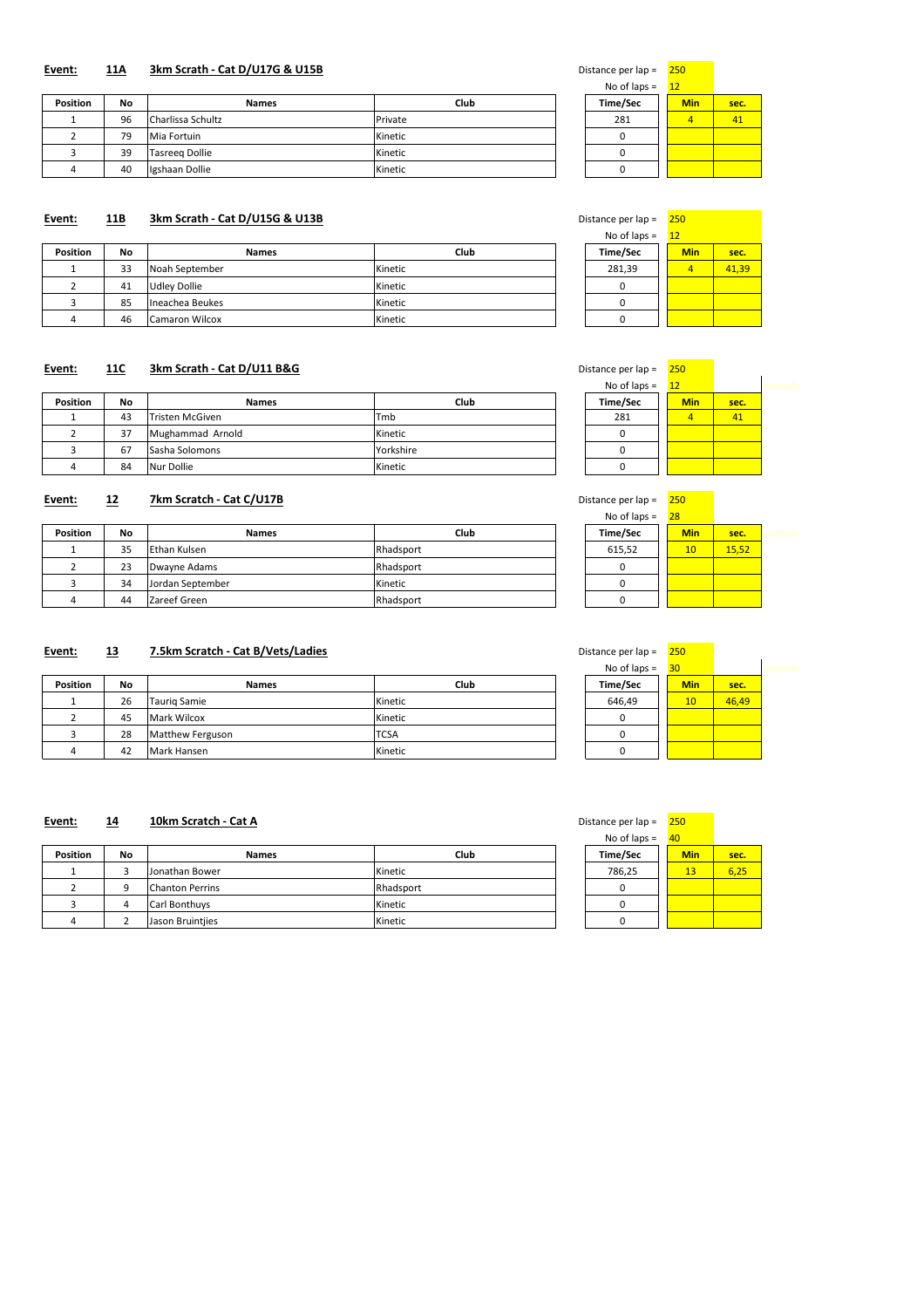**Event:** **11A** **3km Scrath - Cat D/U17G & U15B**

Distance per lap = 250
No of laps = 12

| Position | No | Names | Club | Time/Sec | Min | sec. |
|---|---|---|---|---|---|---|
| 1 | 96 | Charlissa Schultz | Private | 281 | 4 | 41 |
| 2 | 79 | Mia Fortuin | Kinetic | 0 | | |
| 3 | 39 | Tasreeq Dollie | Kinetic | 0 | | |
| 4 | 40 | Igshaan Dollie | Kinetic | 0 | | |

**Event:** **11B** **3km Scrath - Cat D/U15G & U13B**

Distance per lap = 250
No of laps = 12

| Position | No | Names | Club | Time/Sec | Min | sec. |
|---|---|---|---|---|---|---|
| 1 | 33 | Noah September | Kinetic | 281,39 | 4 | 41,39 |
| 2 | 41 | Udley Dollie | Kinetic | 0 | | |
| 3 | 85 | Ineachea Beukes | Kinetic | 0 | | |
| 4 | 46 | Camaron Wilcox | Kinetic | 0 | | |

**Event:** **11C** **3km Scrath - Cat D/U11 B&G**

Distance per lap = 250
No of laps = 12

| Position | No | Names | Club | Time/Sec | Min | sec. |
|---|---|---|---|---|---|---|
| 1 | 43 | Tristen McGiven | Tmb | 281 | 4 | 41 |
| 2 | 37 | Mughammad Arnold | Kinetic | 0 | | |
| 3 | 67 | Sasha Solomons | Yorkshire | 0 | | |
| 4 | 84 | Nur Dollie | Kinetic | 0 | | |

**Event:** **12** **7km Scratch - Cat C/U17B**

Distance per lap = 250
No of laps = 28

| Position | No | Names | Club | Time/Sec | Min | sec. |
|---|---|---|---|---|---|---|
| 1 | 35 | Ethan Kulsen | Rhadsport | 615,52 | 10 | 15,52 |
| 2 | 23 | Dwayne Adams | Rhadsport | 0 | | |
| 3 | 34 | Jordan September | Kinetic | 0 | | |
| 4 | 44 | Zareef Green | Rhadsport | 0 | | |

**Event:** **13** **7.5km Scratch - Cat B/Vets/Ladies**

Distance per lap = 250
No of laps = 30

| Position | No | Names | Club | Time/Sec | Min | sec. |
|---|---|---|---|---|---|---|
| 1 | 26 | Tauriq Samie | Kinetic | 646,49 | 10 | 46,49 |
| 2 | 45 | Mark Wilcox | Kinetic | 0 | | |
| 3 | 28 | Matthew Ferguson | TCSA | 0 | | |
| 4 | 42 | Mark Hansen | Kinetic | 0 | | |

**Event:** **14** **10km Scratch - Cat A**

Distance per lap = 250
No of laps = 40

| Position | No | Names | Club | Time/Sec | Min | sec. |
|---|---|---|---|---|---|---|
| 1 | 3 | Jonathan Bower | Kinetic | 786,25 | 13 | 6,25 |
| 2 | 9 | Chanton Perrins | Rhadsport | 0 | | |
| 3 | 4 | Carl Bonthuys | Kinetic | 0 | | |
| 4 | 2 | Jason Bruintjies | Kinetic | 0 | | |